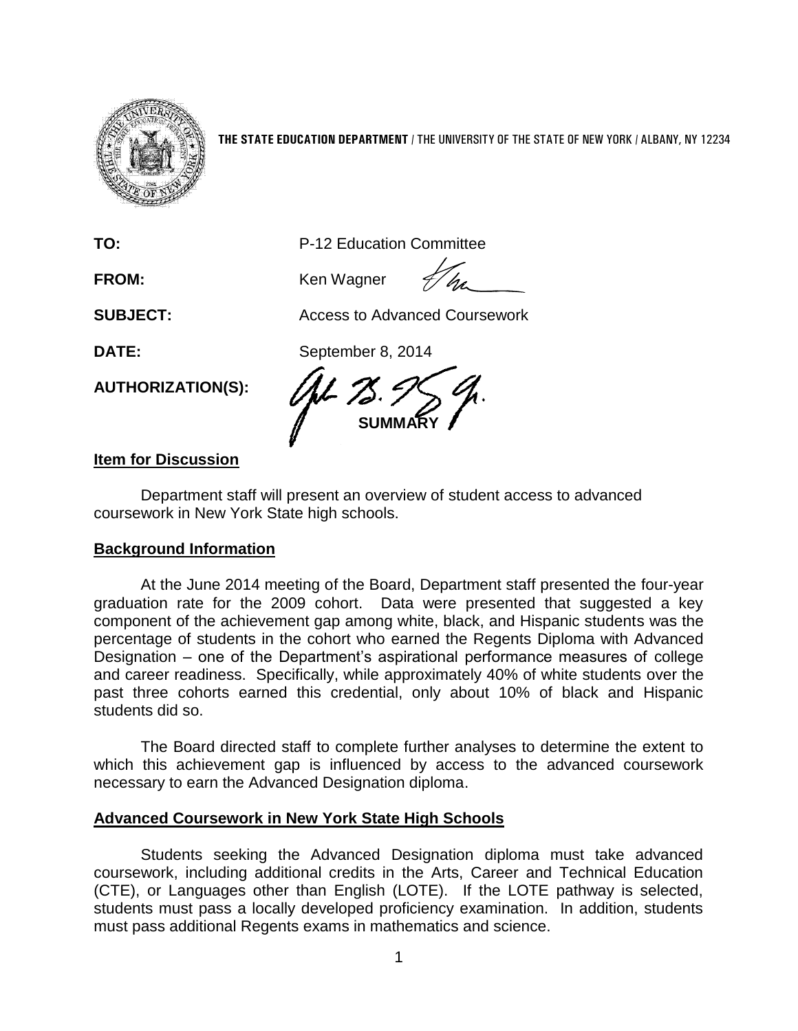**THE STATE EDUCATION DEPARTMENT** / THE UNIVERSITY OF THE STATE OF NEW YORK / ALBANY, NY 12234

**TO:** P-12 Education Committee

**FROM:** Ken Wagner

**SUBJECT:** Access to Advanced Coursework

**DATE:** September 8, 2014

**AUTHORIZATION(S):**

**SUMMARY**

## Item for Discussion

Department staff will present an overview of student access to advanced coursework in New York State high schools.

## Background Information

At the June 2014 meeting of the Board, Department staff presented the four-year graduation rate for the 2009 cohort. Data were presented that suggested a key component of the achievement gap among white, black, and Hispanic students was the percentage of students in the cohort who earned the Regents Diploma with Advanced Designation – one of the Department's aspirational performance measures of college and career readiness. Specifically, while approximately 40% of white students over the past three cohorts earned this credential, only about 10% of black and Hispanic students did so.

The Board directed staff to complete further analyses to determine the extent to which this achievement gap is influenced by access to the advanced coursework necessary to earn the Advanced Designation diploma.

## Advanced Coursework in New York State High Schools

Students seeking the Advanced Designation diploma must take advanced coursework, including additional credits in the Arts, Career and Technical Education (CTE), or Languages other than English (LOTE). If the LOTE pathway is selected, students must pass a locally developed proficiency examination. In addition, students must pass additional Regents exams in mathematics and science.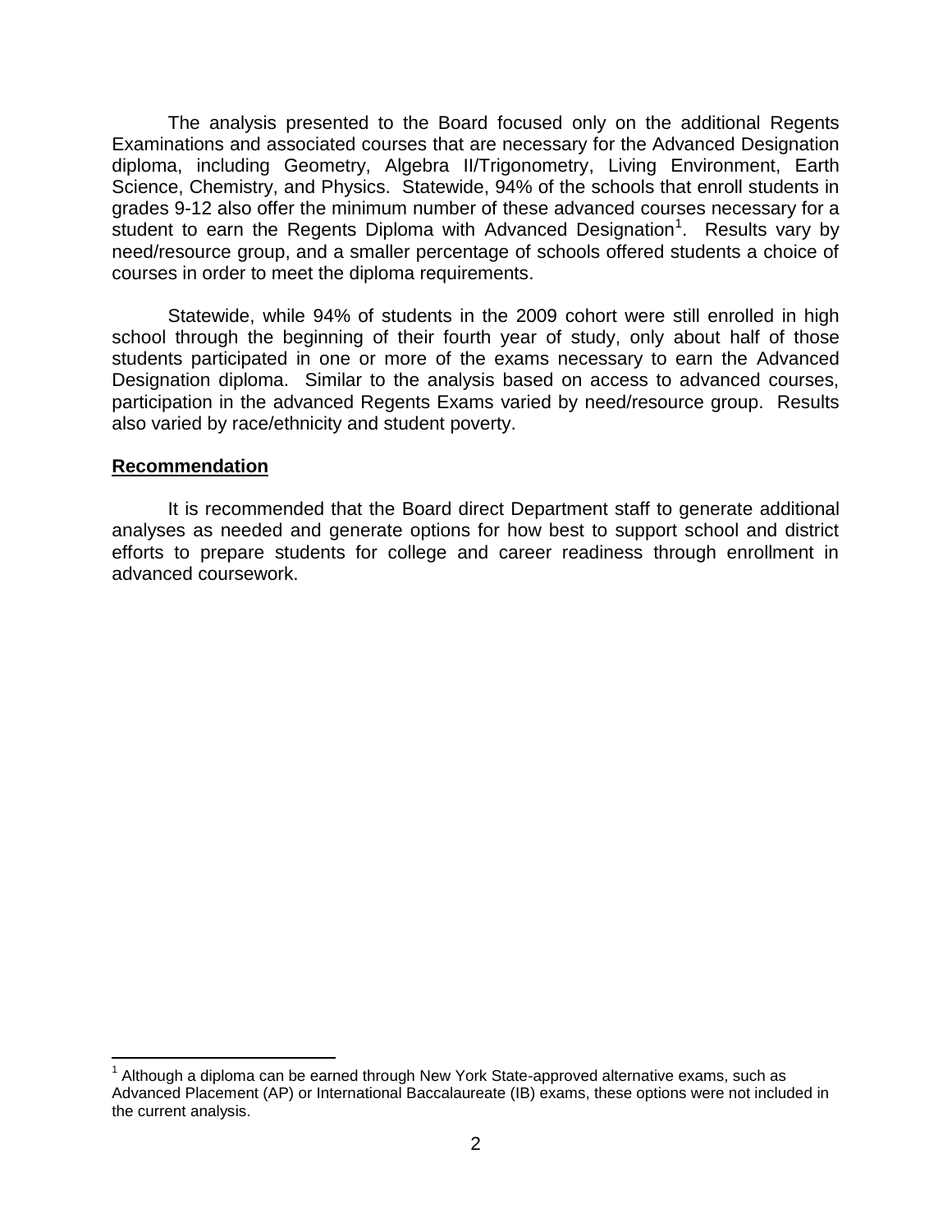The analysis presented to the Board focused only on the additional Regents Examinations and associated courses that are necessary for the Advanced Designation diploma, including Geometry, Algebra II/Trigonometry, Living Environment, Earth Science, Chemistry, and Physics. Statewide, 94% of the schools that enroll students in grades 9-12 also offer the minimum number of these advanced courses necessary for a student to earn the Regents Diploma with Advanced Designation[1]. Results vary by need/resource group, and a smaller percentage of schools offered students a choice of courses in order to meet the diploma requirements.

Statewide, while 94% of students in the 2009 cohort were still enrolled in high school through the beginning of their fourth year of study, only about half of those students participated in one or more of the exams necessary to earn the Advanced Designation diploma. Similar to the analysis based on access to advanced courses, participation in the advanced Regents Exams varied by need/resource group. Results also varied by race/ethnicity and student poverty.

**Recommendation**

It is recommended that the Board direct Department staff to generate additional analyses as needed and generate options for how best to support school and district efforts to prepare students for college and career readiness through enrollment in advanced coursework.

[1] Although a diploma can be earned through New York State-approved alternative exams, such as Advanced Placement (AP) or International Baccalaureate (IB) exams, these options were not included in the current analysis.